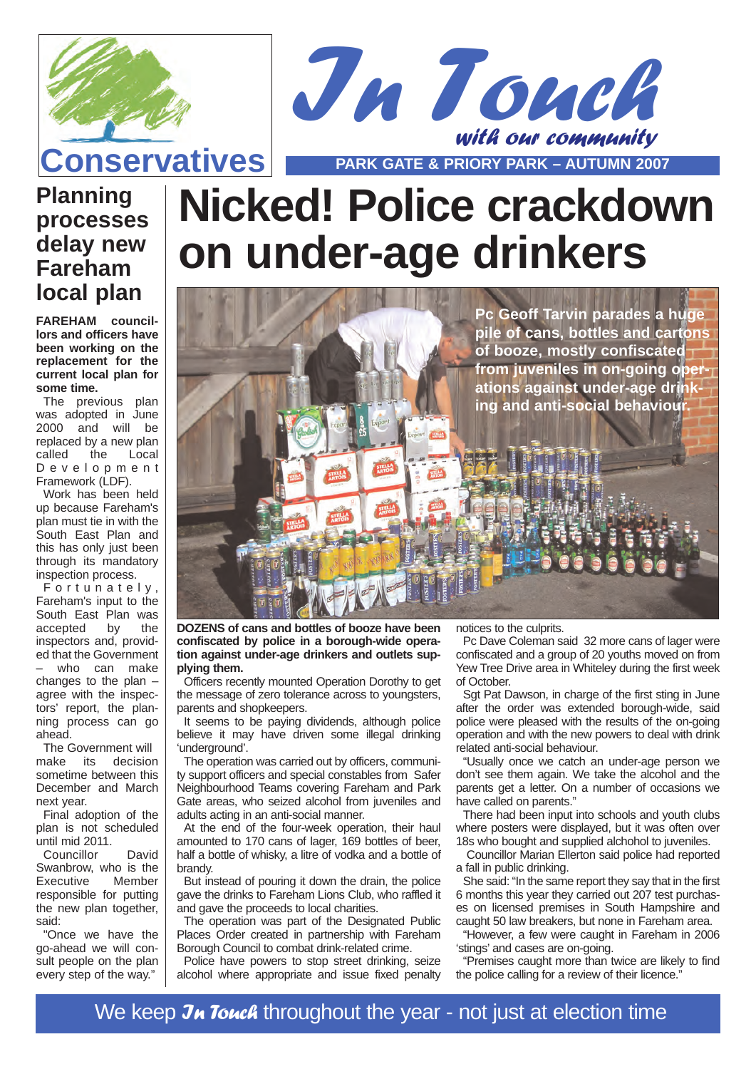Conservatives

# In Touch

*with our community*

**PARK GATE & PRIORY PARK – AUTUMN 2007**

# Nicked! Police crackdown on under-age drinkers

Pc Geoff Tarvin parades a huge pile of cans, bottles and cartons of booze, mostly confiscated from juveniles in on-going operations against under-age drinking and anti-social behaviour.

**DOZENS of cans and bottles of booze have been confiscated by police in a borough-wide operation against under-age drinkers and outlets supplying them.**

Officers recently mounted Operation Dorothy to get the message of zero tolerance across to youngsters, parents and shopkeepers.

It seems to be paying dividends, although police believe it may have driven some illegal drinking 'underground'.

The operation was carried out by officers, community support officers and special constables from Safer Neighbourhood Teams covering Fareham and Park Gate areas, who seized alcohol from juveniles and adults acting in an anti-social manner.

At the end of the four-week operation, their haul amounted to 170 cans of lager, 169 bottles of beer, half a bottle of whisky, a litre of vodka and a bottle of brandy.

But instead of pouring it down the drain, the police gave the drinks to Fareham Lions Club, who raffled it and gave the proceeds to local charities.

The operation was part of the Designated Public Places Order created in partnership with Fareham Borough Council to combat drink-related crime.

Police have powers to stop street drinking, seize alcohol where appropriate and issue fixed penalty notices to the culprits.

Pc Dave Coleman said 32 more cans of lager were confiscated and a group of 20 youths moved on from Yew Tree Drive area in Whiteley during the first week of October.

Sgt Pat Dawson, in charge of the first sting in June after the order was extended borough-wide, said police were pleased with the results of the on-going operation and with the new powers to deal with drink related anti-social behaviour.

"Usually once we catch an under-age person we don't see them again. We take the alcohol and the parents get a letter. On a number of occasions we have called on parents."

There had been input into schools and youth clubs where posters were displayed, but it was often over 18s who bought and supplied alchohol to juveniles.

Councillor Marian Ellerton said police had reported a fall in public drinking.

She said: "In the same report they say that in the first 6 months this year they carried out 207 test purchases on licensed premises in South Hampshire and caught 50 law breakers, but none in Fareham area.

"However, a few were caught in Fareham in 2006 'stings' and cases are on-going.

"Premises caught more than twice are likely to find the police calling for a review of their licence."

## Planning processes delay new Fareham local plan

**FAREHAM councillors and officers have been working on the replacement for the current local plan for some time.**

The previous plan was adopted in June 2000 and will be replaced by a new plan called the Local Development Framework (LDF).

Work has been held up because Fareham's plan must tie in with the South East Plan and this has only just been through its mandatory inspection process.

Fortunately, Fareham's input to the South East Plan was accepted by the inspectors and, provided that the Government – who can make changes to the plan – agree with the inspectors' report, the planning process can go ahead.

The Government will make its decision sometime between this December and March next year.

Final adoption of the plan is not scheduled until mid 2011.

Councillor David Swanbrow, who is the Executive Member responsible for putting the new plan together, said:

"Once we have the go-ahead we will consult people on the plan every step of the way."

We keep *In Touch* throughout the year - not just at election time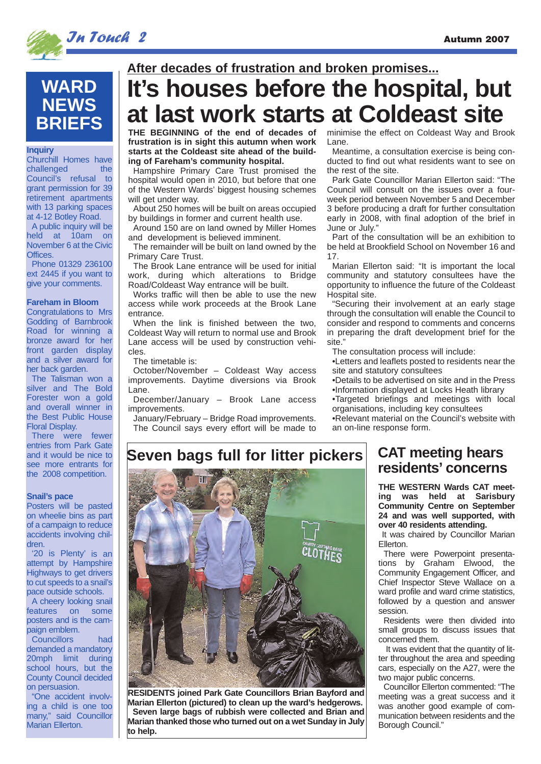# WARD NEWS BRIEFS

**Inquiry**

Churchill Homes have challenged the Council's refusal to grant permission for 39 retirement apartments with 13 parking spaces at 4-12 Botley Road.

A public inquiry will be held at 10am on November 6 at the Civic Offices.

Phone 01329 236100 ext 2445 if you want to give your comments.

**Fareham in Bloom**

Congratulations to Mrs Godding of Barnbrook Road for winning a bronze award for her front garden display and a silver award for her back garden.

The Talisman won a silver and The Bold Forester won a gold and overall winner in the Best Public House Floral Display.

There were fewer entries from Park Gate and it would be nice to see more entrants for the 2008 competition.

**Snail's pace**

Posters will be pasted on wheelie bins as part of a campaign to reduce accidents involving children.

'20 is Plenty' is an attempt by Hampshire Highways to get drivers to cut speeds to a snail's pace outside schools.

A cheery looking snail features on some posters and is the campaign emblem.

Councillors had demanded a mandatory 20mph limit during school hours, but the County Council decided on persuasion.

"One accident involving a child is one too many," said Councillor Marian Ellerton.

## After decades of frustration and broken promises...

# It's houses before the hospital, but at last work starts at Coldeast site

**THE BEGINNING of the end of decades of frustration is in sight this autumn when work starts at the Coldeast site ahead of the building of Fareham's community hospital.**

Hampshire Primary Care Trust promised the hospital would open in 2010, but before that one of the Western Wards' biggest housing schemes will get under way.

About 250 homes will be built on areas occupied by buildings in former and current health use.

Around 150 are on land owned by Miller Homes and development is believed imminent.

The remainder will be built on land owned by the Primary Care Trust.

The Brook Lane entrance will be used for initial work, during which alterations to Bridge Road/Coldeast Way entrance will be built.

Works traffic will then be able to use the new access while work proceeds at the Brook Lane entrance.

When the link is finished between the two, Coldeast Way will return to normal use and Brook Lane access will be used by construction vehicles.

The timetable is:

October/November – Coldeast Way access improvements. Daytime diversions via Brook Lane.

December/January – Brook Lane access improvements.

January/February – Bridge Road improvements.

The Council says every effort will be made to minimise the effect on Coldeast Way and Brook Lane.

Meantime, a consultation exercise is being conducted to find out what residents want to see on the rest of the site.

Park Gate Councillor Marian Ellerton said: "The Council will consult on the issues over a four-week period between November 5 and December 3 before producing a draft for further consultation early in 2008, with final adoption of the brief in June or July."

Part of the consultation will be an exhibition to be held at Brookfield School on November 16 and 17.

Marian Ellerton said: "It is important the local community and statutory consultees have the opportunity to influence the future of the Coldeast Hospital site.

"Securing their involvement at an early stage through the consultation will enable the Council to consider and respond to comments and concerns in preparing the draft development brief for the site."

The consultation process will include:

- Letters and leaflets posted to residents near the site and statutory consultees
- Details to be advertised on site and in the Press
- Information displayed at Locks Heath library
- Targeted briefings and meetings with local organisations, including key consultees
- Relevant material on the Council's website with an on-line response form.

## Seven bags full for litter pickers

**RESIDENTS joined Park Gate Councillors Brian Bayford and Marian Ellerton (pictured) to clean up the ward's hedgerows.**

**Seven large bags of rubbish were collected and Brian and Marian thanked those who turned out on a wet Sunday in July to help.**

## CAT meeting hears residents' concerns

**THE WESTERN Wards CAT meeting was held at Sarisbury Community Centre on September 24 and was well supported, with over 40 residents attending.**

It was chaired by Councillor Marian Ellerton.

There were Powerpoint presentations by Graham Elwood, the Community Engagement Officer, and Chief Inspector Steve Wallace on a ward profile and ward crime statistics, followed by a question and answer session.

Residents were then divided into small groups to discuss issues that concerned them.

It was evident that the quantity of litter throughout the area and speeding cars, especially on the A27, were the two major public concerns.

Councillor Ellerton commented: "The meeting was a great success and it was another good example of communication between residents and the Borough Council."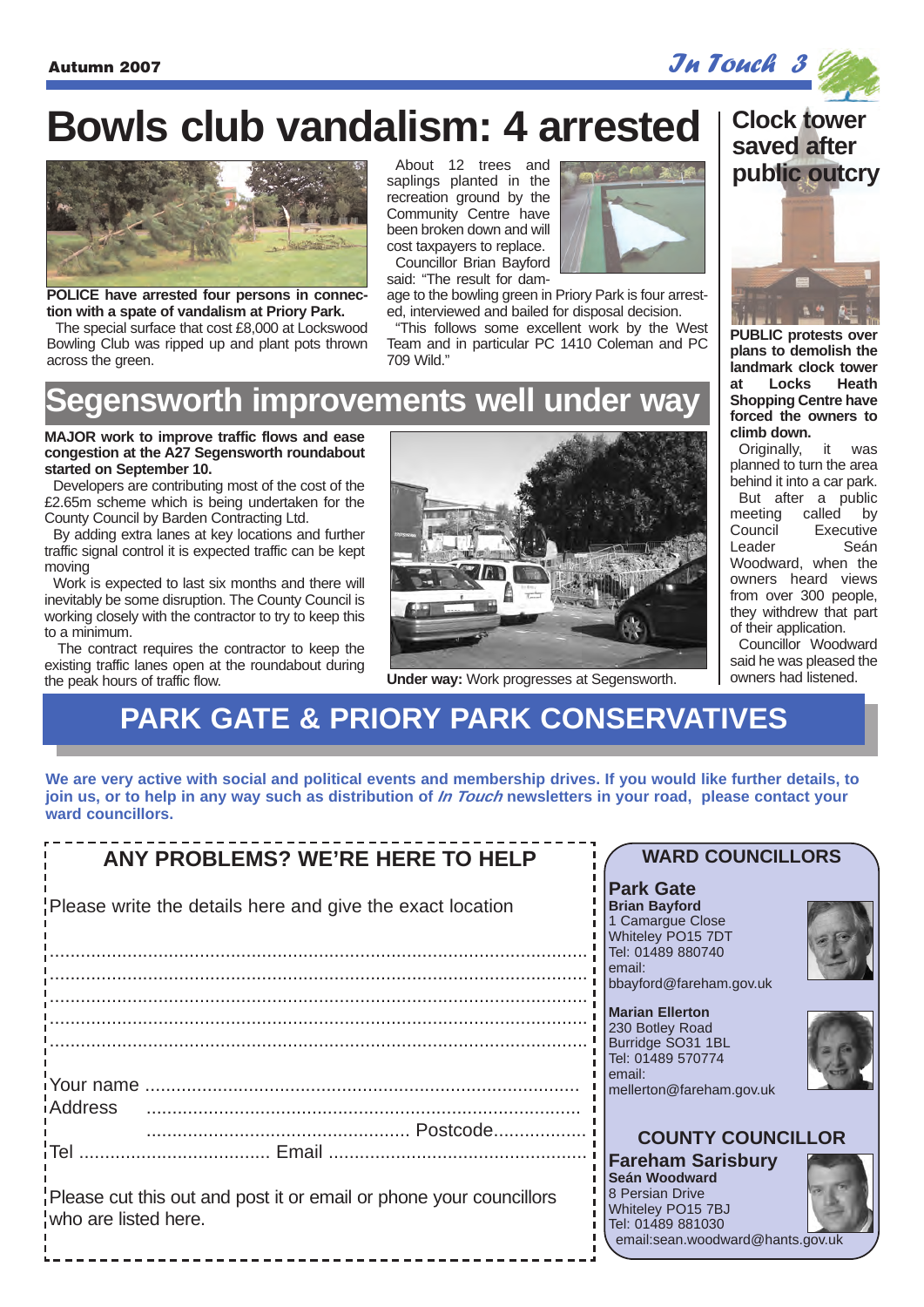# Bowls club vandalism: 4 arrested

**POLICE have arrested four persons in connection with a spate of vandalism at Priory Park.**

The special surface that cost £8,000 at Lockswood Bowling Club was ripped up and plant pots thrown across the green.

About 12 trees and saplings planted in the recreation ground by the Community Centre have been broken down and will cost taxpayers to replace.

Councillor Brian Bayford said: "The result for damage to the bowling green in Priory Park is four arrested, interviewed and bailed for disposal decision.

"This follows some excellent work by the West Team and in particular PC 1410 Coleman and PC 709 Wild."

# Segensworth improvements well under way

**MAJOR work to improve traffic flows and ease congestion at the A27 Segensworth roundabout started on September 10.**

Developers are contributing most of the cost of the £2.65m scheme which is being undertaken for the County Council by Barden Contracting Ltd.

By adding extra lanes at key locations and further traffic signal control it is expected traffic can be kept moving

Work is expected to last six months and there will inevitably be some disruption. The County Council is working closely with the contractor to try to keep this to a minimum.

The contract requires the contractor to keep the existing traffic lanes open at the roundabout during the peak hours of traffic flow.

**Under way:** Work progresses at Segensworth.

# Clock tower saved after public outcry

**PUBLIC protests over plans to demolish the landmark clock tower at Locks Heath Shopping Centre have forced the owners to climb down.**

Originally, it was planned to turn the area behind it into a car park.

But after a public meeting called by Council Executive Leader Seán Woodward, when the owners heard views from over 300 people, they withdrew that part of their application.

Councillor Woodward said he was pleased the owners had listened.

## PARK GATE & PRIORY PARK CONSERVATIVES

**We are very active with social and political events and membership drives. If you would like further details, to join us, or to help in any way such as distribution of *In Touch* newsletters in your road, please contact your ward councillors.**

### ANY PROBLEMS? WE'RE HERE TO HELP

Please write the details here and give the exact location

.....................................................................................................

.....................................................................................................

.....................................................................................................

.....................................................................................................

.....................................................................................................

Your name .....................................................................................

Address .....................................................................................

.................................................. Postcode..................

Tel .................................... Email .................................................

Please cut this out and post it or email or phone your councillors who are listed here.

### WARD COUNCILLORS

**Park Gate**

**Brian Bayford**
1 Camargue Close
Whiteley PO15 7DT
Tel: 01489 880740
email:
bbayford@fareham.gov.uk

**Marian Ellerton**
230 Botley Road
Burridge SO31 1BL
Tel: 01489 570774
email:
mellerton@fareham.gov.uk

### COUNTY COUNCILLOR

**Fareham Sarisbury**

**Seán Woodward**
8 Persian Drive
Whiteley PO15 7BJ
Tel: 01489 881030
email:sean.woodward@hants.gov.uk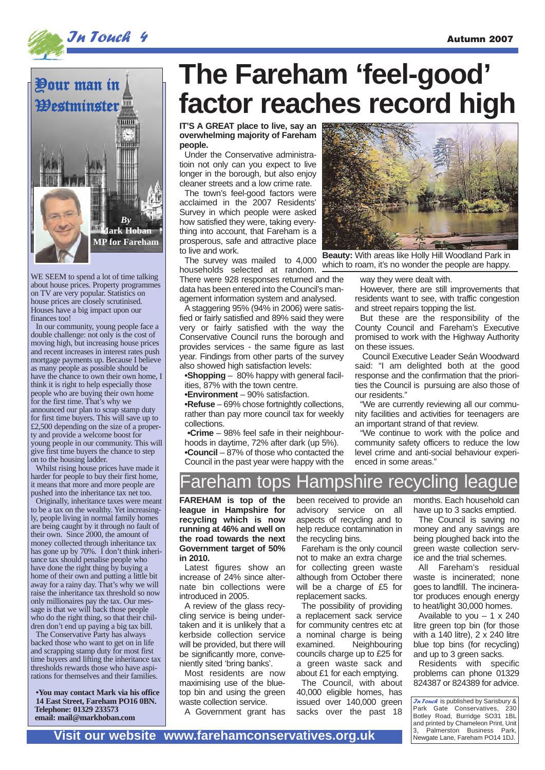# The Fareham 'feel-good' factor reaches record high

**IT'S A GREAT place to live, say an overwhelming majority of Fareham people.**

Under the Conservative administratioin not only can you expect to live longer in the borough, but also enjoy cleaner streets and a low crime rate.

The town's feel-good factors were acclaimed in the 2007 Residents' Survey in which people were asked how satisfied they were, taking everything into account, that Fareham is a prosperous, safe and attractive place to live and work.

**Beauty:** With areas like Holly Hill Woodland Park in which to roam, it's no wonder the people are happy.

The survey was mailed to 4,000 households selected at random. There were 928 responses returned and the data has been entered into the Council's management information system and analysed.

A staggering 95% (94% in 2006) were satisfied or fairly satisfied and 89% said they were very or fairly satisfied with the way the Conservative Council runs the borough and provides services - the same figure as last year. Findings from other parts of the survey also showed high satisfaction levels:

- **Shopping** – 80% happy with general facilities, 87% with the town centre.
- **Environment** – 90% satisfaction.
- **Refuse** – 69% chose fortnightly collections, rather than pay more council tax for weekly collections.
- **Crime** – 98% feel safe in their neighbourhoods in daytime, 72% after dark (up 5%).
- **Council** – 87% of those who contacted the Council in the past year were happy with the way they were dealt with.

However, there are still improvements that residents want to see, with traffic congestion and street repairs topping the list.

But these are the responsibility of the County Council and Fareham's Executive promised to work with the Highway Authority on these issues.

Council Executive Leader Seán Woodward said: "I am delighted both at the good response and the confirmation that the priorities the Council is pursuing are also those of our residents."

"We are currently reviewing all our community facilities and activities for teenagers are an important strand of that review.

"We continue to work with the police and community safety officers to reduce the low level crime and anti-social behaviour experienced in some areas."

## Your man in Westminster

*By* **Mark Hoban MP for Fareham**

WE SEEM to spend a lot of time talking about house prices. Property programmes on TV are very popular. Statistics on house prices are closely scrutinised. Houses have a big impact upon our finances too!

In our community, young people face a double challenge: not only is the cost of moving high, but increasing house prices and recent increases in interest rates push mortgage payments up. Because I believe as many people as possible should be have the chance to own their own home, I think it is right to help especially those people who are buying their own home for the first time. That's why we announced our plan to scrap stamp duty for first time buyers. This will save up to £2,500 depending on the size of a property and provide a welcome boost for young people in our community. This will give first time buyers the chance to step on to the housing ladder.

Whilst rising house prices have made it harder for people to buy their first home, it means that more and more people are pushed into the inheritance tax net too.

Originally, inheritance taxes were meant to be a tax on the wealthy. Yet increasingly, people living in normal family homes are being caught by it through no fault of their own. Since 2000, the amount of money collected through inheritance tax has gone up by 70%. I don't think inheritance tax should penalise people who have done the right thing by buying a home of their own and putting a little bit away for a rainy day. That's why we will raise the inheritance tax threshold so now only millionaires pay the tax. Our message is that we will back those people who do the right thing, so that their children don't end up paying a big tax bill.

The Conservative Party has always backed those who want to get on in life and scrapping stamp duty for most first time buyers and lifting the inheritance tax thresholds rewards those who have aspirations for themselves and their families.

**•You may contact Mark via his office 14 East Street, Fareham PO16 0BN. Telephone: 01329 233573 email: mail@markhoban.com**

## Fareham tops Hampshire recycling league

**FAREHAM is top of the league in Hampshire for recycling which is now running at 46% and well on the road towards the next Government target of 50% in 2010.**

Latest figures show an increase of 24% since alternate bin collections were introduced in 2005.

A review of the glass recycling service is being undertaken and it is unlikely that a kerbside collection service will be provided, but there will be significantly more, conveniently sited 'bring banks'.

Most residents are now maximising use of the blue-top bin and using the green waste collection service.

A Government grant has been received to provide an advisory service on all aspects of recycling and to help reduce contamination in the recycling bins.

Fareham is the only council not to make an extra charge for collecting green waste although from October there will be a charge of £5 for replacement sacks.

The possibility of providing a replacement sack service for community centres etc at a nominal charge is being examined. Neighbouring councils charge up to £25 for a green waste sack and about £1 for each emptying.

The Council, with about 40,000 eligible homes, has issued over 140,000 green sacks over the past 18 months. Each household can have up to 3 sacks emptied.

The Council is saving no money and any savings are being ploughed back into the green waste collection service and the trial schemes.

All Fareham's residual waste is incinerated; none goes to landfill. The incinerator produces enough energy to heat/light 30,000 homes.

Available to you – 1 x 240 litre green top bin (for those with a 140 litre), 2 x 240 litre blue top bins (for recycling) and up to 3 green sacks.

Residents with specific problems can phone 01329 824387 or 824389 for advice.

*In Touch* is published by Sarisbury & Park Gate Conservatives, 230 Botley Road, Burridge SO31 1BL and printed by Chameleon Print, Unit 3, Palmerston Business Park, Newgate Lane, Fareham PO14 1DJ.

**Visit our website www.farehamconservatives.org.uk**